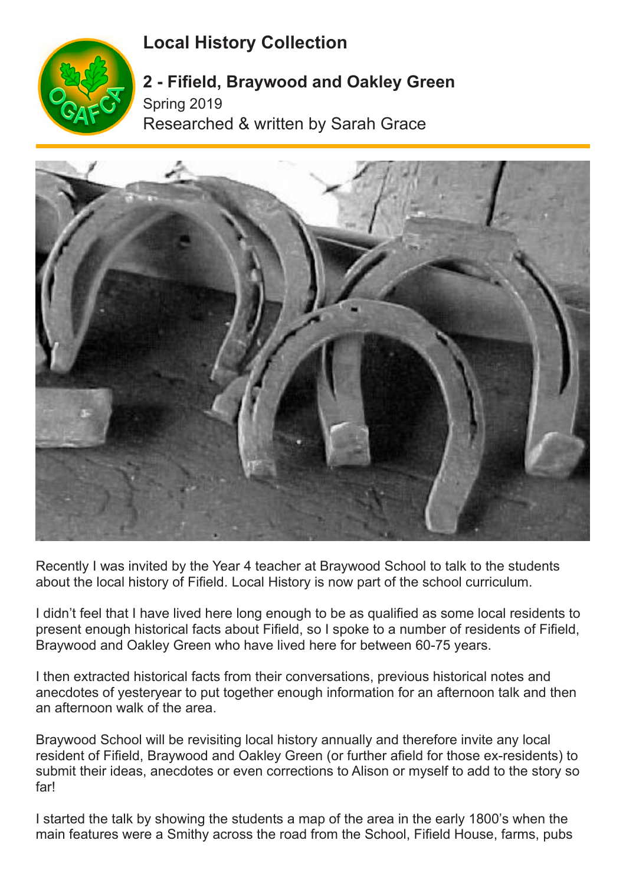# Local History Collection

## 2 - Fifield, Braywood and Oakley Green

Spring 2019

Researched & written by Sarah Grace

Recently I was invited by the Year 4 teacher at Braywood School to talk to the students about the local history of Fifield. Local History is now part of the school curriculum.

I didn't feel that I have lived here long enough to be as qualified as some local residents to present enough historical facts about Fifield, so I spoke to a number of residents of Fifield, Braywood and Oakley Green who have lived here for between 60-75 years.

I then extracted historical facts from their conversations, previous historical notes and anecdotes of yesteryear to put together enough information for an afternoon talk and then an afternoon walk of the area.

Braywood School will be revisiting local history annually and therefore invite any local resident of Fifield, Braywood and Oakley Green (or further afield for those ex-residents) to submit their ideas, anecdotes or even corrections to Alison or myself to add to the story so far!

I started the talk by showing the students a map of the area in the early 1800's when the main features were a Smithy across the road from the School, Fifield House, farms, pubs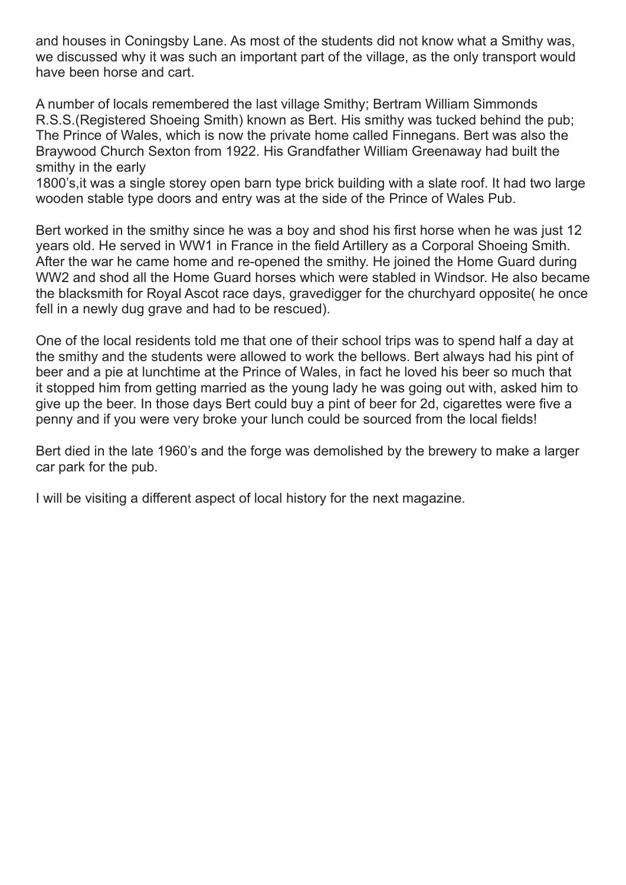and houses in Coningsby Lane. As most of the students did not know what a Smithy was, we discussed why it was such an important part of the village, as the only transport would have been horse and cart.

A number of locals remembered the last village Smithy; Bertram William Simmonds R.S.S.(Registered Shoeing Smith) known as Bert. His smithy was tucked behind the pub; The Prince of Wales, which is now the private home called Finnegans. Bert was also the Braywood Church Sexton from 1922. His Grandfather William Greenaway had built the smithy in the early
1800's,it was a single storey open barn type brick building with a slate roof. It had two large wooden stable type doors and entry was at the side of the Prince of Wales Pub.

Bert worked in the smithy since he was a boy and shod his first horse when he was just 12 years old. He served in WW1 in France in the field Artillery as a Corporal Shoeing Smith. After the war he came home and re-opened the smithy. He joined the Home Guard during WW2 and shod all the Home Guard horses which were stabled in Windsor. He also became the blacksmith for Royal Ascot race days, gravedigger for the churchyard opposite( he once fell in a newly dug grave and had to be rescued).

One of the local residents told me that one of their school trips was to spend half a day at the smithy and the students were allowed to work the bellows. Bert always had his pint of beer and a pie at lunchtime at the Prince of Wales, in fact he loved his beer so much that it stopped him from getting married as the young lady he was going out with, asked him to give up the beer. In those days Bert could buy a pint of beer for 2d, cigarettes were five a penny and if you were very broke your lunch could be sourced from the local fields!

Bert died in the late 1960's and the forge was demolished by the brewery to make a larger car park for the pub.

I will be visiting a different aspect of local history for the next magazine.